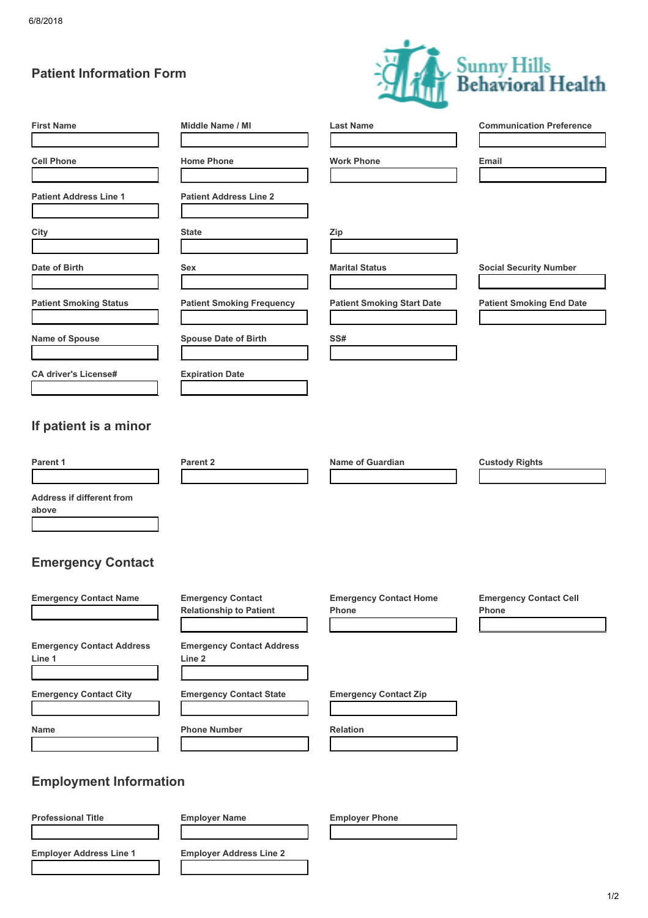6/8/2018

## Patient Information Form

Sunny Hills Behavioral Health

| First Name | Middle Name / MI | Last Name | Communication Preference |
|---|---|---|---|
| | | | |

| Cell Phone | Home Phone | Work Phone | Email |
|---|---|---|---|
| | | | |

| Patient Address Line 1 | Patient Address Line 2 |
|---|---|
| | |

| City | State | Zip |
|---|---|---|
| | | |

| Date of Birth | Sex | Marital Status | Social Security Number |
|---|---|---|---|
| | | | |

| Patient Smoking Status | Patient Smoking Frequency | Patient Smoking Start Date | Patient Smoking End Date |
|---|---|---|---|
| | | | |

| Name of Spouse | Spouse Date of Birth | SS# |
|---|---|---|
| | | |

| CA driver's License# | Expiration Date |
|---|---|
| | |

## If patient is a minor

| Parent 1 | Parent 2 | Name of Guardian | Custody Rights |
|---|---|---|---|
| | | | |

| Address if different from above |
|---|
| |

## Emergency Contact

| Emergency Contact Name | Emergency Contact Relationship to Patient | Emergency Contact Home Phone | Emergency Contact Cell Phone |
|---|---|---|---|
| | | | |

| Emergency Contact Address Line 1 | Emergency Contact Address Line 2 |
|---|---|
| | |

| Emergency Contact City | Emergency Contact State | Emergency Contact Zip |
|---|---|---|
| | | |

| Name | Phone Number | Relation |
|---|---|---|
| | | |

## Employment Information

| Professional Title | Employer Name | Employer Phone |
|---|---|---|
| | | |

| Employer Address Line 1 | Employer Address Line 2 |
|---|---|
| | |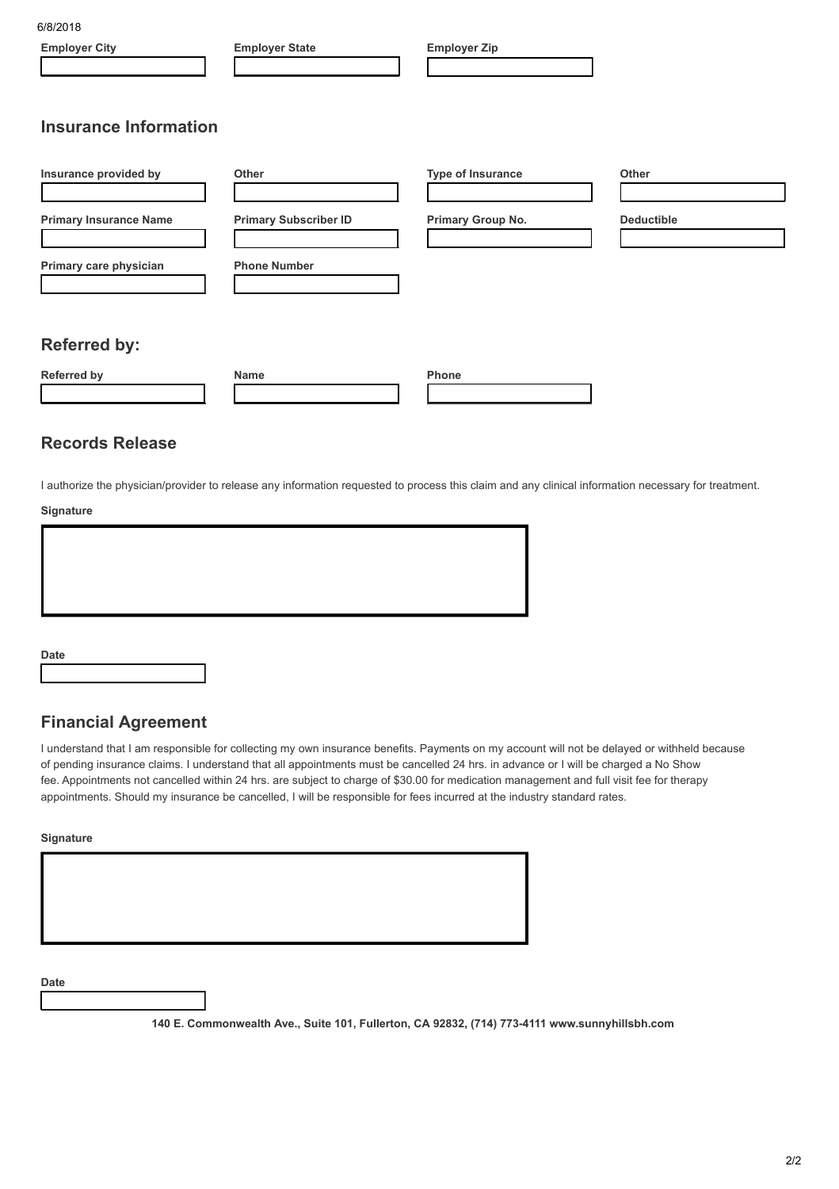Employer City

Employer State

Employer Zip

## Insurance Information

Insurance provided by

Other

Type of Insurance

Other

Primary Insurance Name

Primary Subscriber ID

Primary Group No.

Deductible

Primary care physician

Phone Number

## Referred by:

Referred by

Name

Phone

## Records Release

I authorize the physician/provider to release any information requested to process this claim and any clinical information necessary for treatment.

**Signature**

**Date**

## Financial Agreement

I understand that I am responsible for collecting my own insurance benefits. Payments on my account will not be delayed or withheld because of pending insurance claims. I understand that all appointments must be cancelled 24 hrs. in advance or I will be charged a No Show fee. Appointments not cancelled within 24 hrs. are subject to charge of $30.00 for medication management and full visit fee for therapy appointments. Should my insurance be cancelled, I will be responsible for fees incurred at the industry standard rates.

**Signature**

**Date**

**140 E. Commonwealth Ave., Suite 101, Fullerton, CA 92832, (714) 773-4111 www.sunnyhillsbh.com**